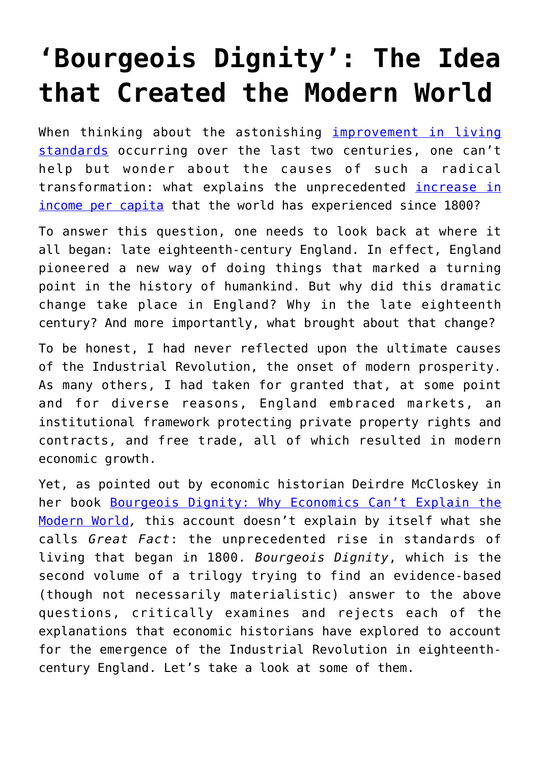# 'Bourgeois Dignity': The Idea that Created the Modern World

When thinking about the astonishing [improvement in living standards](#) occurring over the last two centuries, one can't help but wonder about the causes of such a radical transformation: what explains the unprecedented [increase in income per capita](#) that the world has experienced since 1800?

To answer this question, one needs to look back at where it all began: late eighteenth-century England. In effect, England pioneered a new way of doing things that marked a turning point in the history of humankind. But why did this dramatic change take place in England? Why in the late eighteenth century? And more importantly, what brought about that change?

To be honest, I had never reflected upon the ultimate causes of the Industrial Revolution, the onset of modern prosperity. As many others, I had taken for granted that, at some point and for diverse reasons, England embraced markets, an institutional framework protecting private property rights and contracts, and free trade, all of which resulted in modern economic growth.

Yet, as pointed out by economic historian Deirdre McCloskey in her book [Bourgeois Dignity: Why Economics Can't Explain the Modern World](#), this account doesn't explain by itself what she calls *Great Fact*: the unprecedented rise in standards of living that began in 1800. *Bourgeois Dignity*, which is the second volume of a trilogy trying to find an evidence-based (though not necessarily materialistic) answer to the above questions, critically examines and rejects each of the explanations that economic historians have explored to account for the emergence of the Industrial Revolution in eighteenth-century England. Let's take a look at some of them.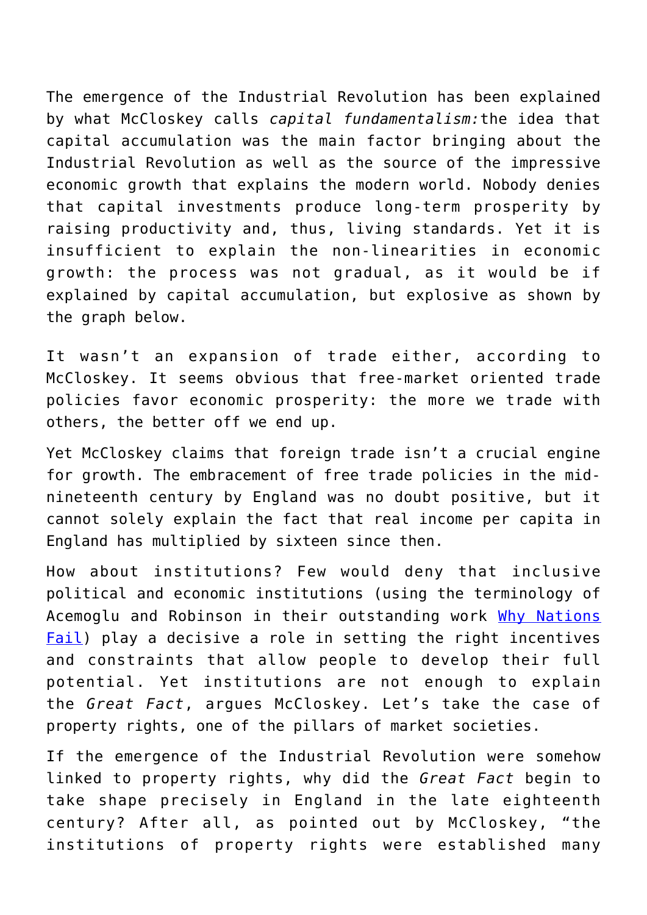The emergence of the Industrial Revolution has been explained by what McCloskey calls *capital fundamentalism:*the idea that capital accumulation was the main factor bringing about the Industrial Revolution as well as the source of the impressive economic growth that explains the modern world. Nobody denies that capital investments produce long-term prosperity by raising productivity and, thus, living standards. Yet it is insufficient to explain the non-linearities in economic growth: the process was not gradual, as it would be if explained by capital accumulation, but explosive as shown by the graph below.

It wasn't an expansion of trade either, according to McCloskey. It seems obvious that free-market oriented trade policies favor economic prosperity: the more we trade with others, the better off we end up.

Yet McCloskey claims that foreign trade isn't a crucial engine for growth. The embracement of free trade policies in the mid-nineteenth century by England was no doubt positive, but it cannot solely explain the fact that real income per capita in England has multiplied by sixteen since then.

How about institutions? Few would deny that inclusive political and economic institutions (using the terminology of Acemoglu and Robinson in their outstanding work [Why Nations Fail]) play a decisive a role in setting the right incentives and constraints that allow people to develop their full potential. Yet institutions are not enough to explain the *Great Fact*, argues McCloskey. Let's take the case of property rights, one of the pillars of market societies.

If the emergence of the Industrial Revolution were somehow linked to property rights, why did the *Great Fact* begin to take shape precisely in England in the late eighteenth century? After all, as pointed out by McCloskey, "the institutions of property rights were established many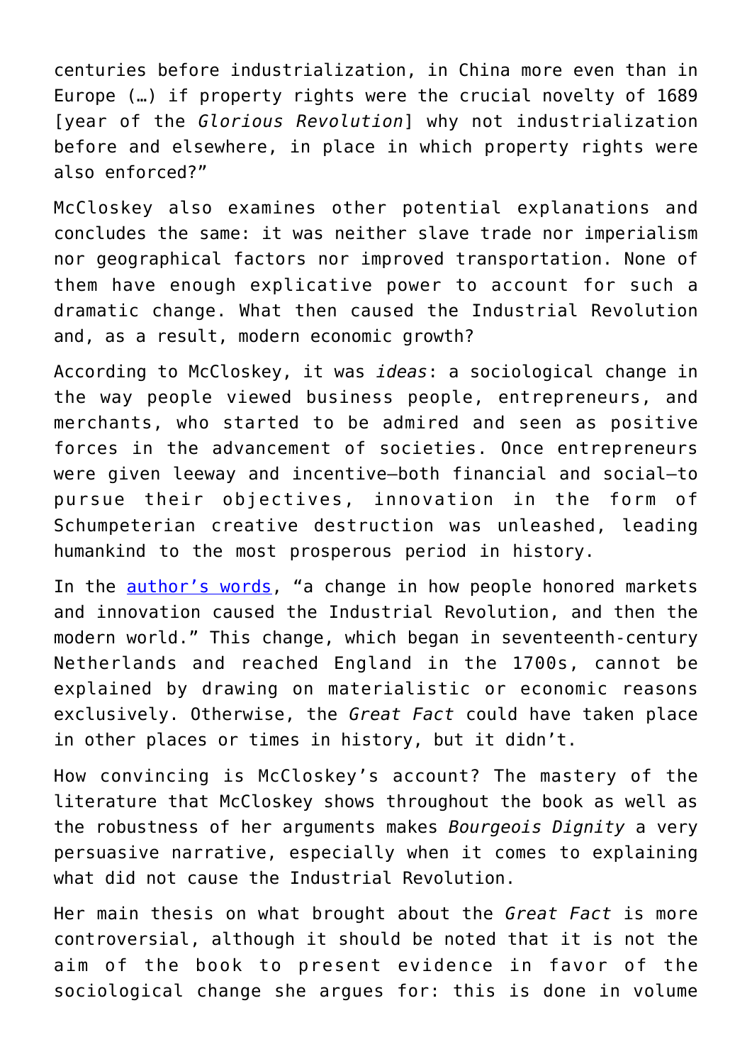centuries before industrialization, in China more even than in Europe (…) if property rights were the crucial novelty of 1689 [year of the *Glorious Revolution*] why not industrialization before and elsewhere, in place in which property rights were also enforced?"

McCloskey also examines other potential explanations and concludes the same: it was neither slave trade nor imperialism nor geographical factors nor improved transportation. None of them have enough explicative power to account for such a dramatic change. What then caused the Industrial Revolution and, as a result, modern economic growth?

According to McCloskey, it was *ideas*: a sociological change in the way people viewed business people, entrepreneurs, and merchants, who started to be admired and seen as positive forces in the advancement of societies. Once entrepreneurs were given leeway and incentive—both financial and social—to pursue their objectives, innovation in the form of Schumpeterian creative destruction was unleashed, leading humankind to the most prosperous period in history.

In the author's words, "a change in how people honored markets and innovation caused the Industrial Revolution, and then the modern world." This change, which began in seventeenth-century Netherlands and reached England in the 1700s, cannot be explained by drawing on materialistic or economic reasons exclusively. Otherwise, the *Great Fact* could have taken place in other places or times in history, but it didn't.

How convincing is McCloskey's account? The mastery of the literature that McCloskey shows throughout the book as well as the robustness of her arguments makes *Bourgeois Dignity* a very persuasive narrative, especially when it comes to explaining what did not cause the Industrial Revolution.

Her main thesis on what brought about the *Great Fact* is more controversial, although it should be noted that it is not the aim of the book to present evidence in favor of the sociological change she argues for: this is done in volume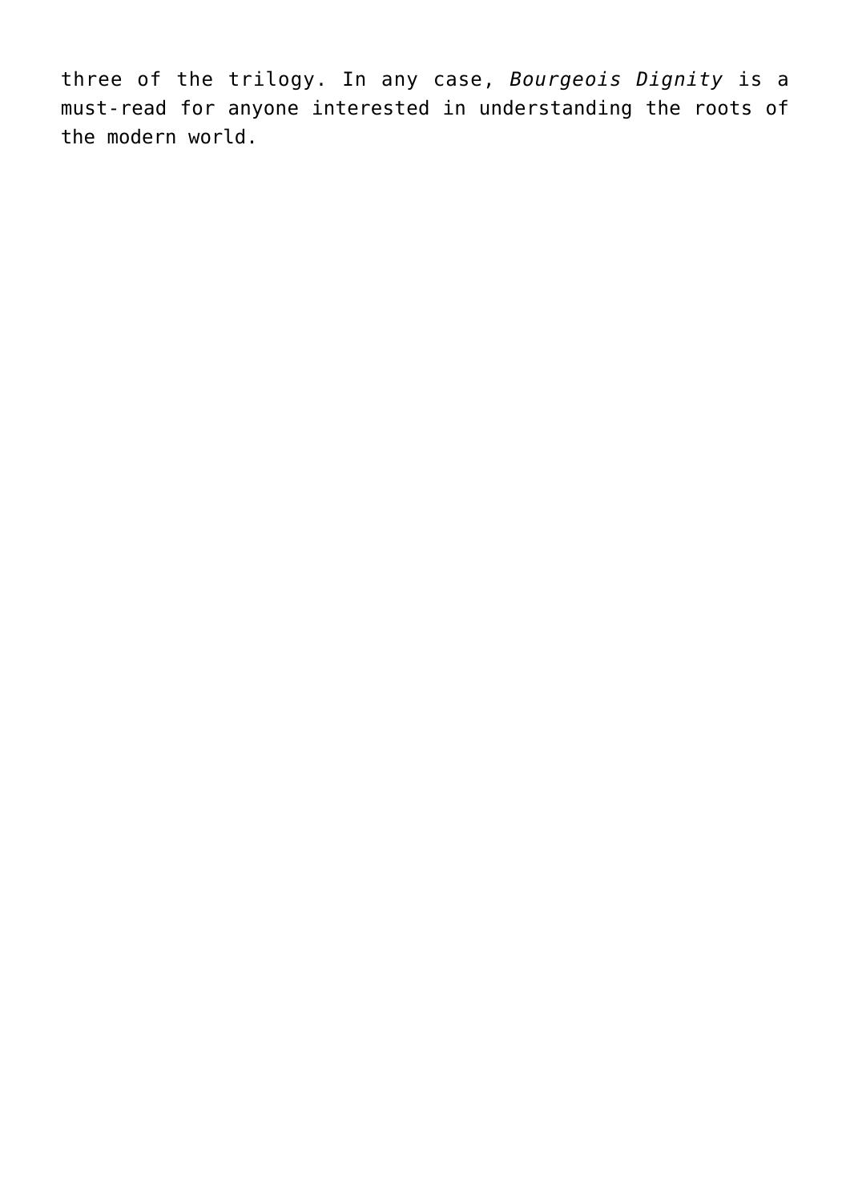three of the trilogy. In any case, *Bourgeois Dignity* is a must-read for anyone interested in understanding the roots of the modern world.